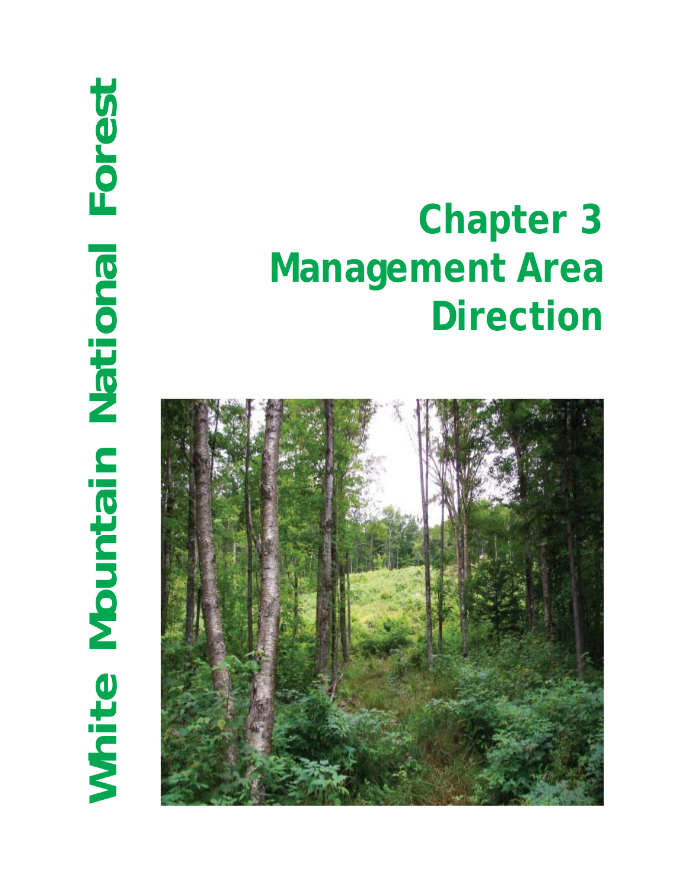White Mountain National Forest

# Chapter 3 Management Area Direction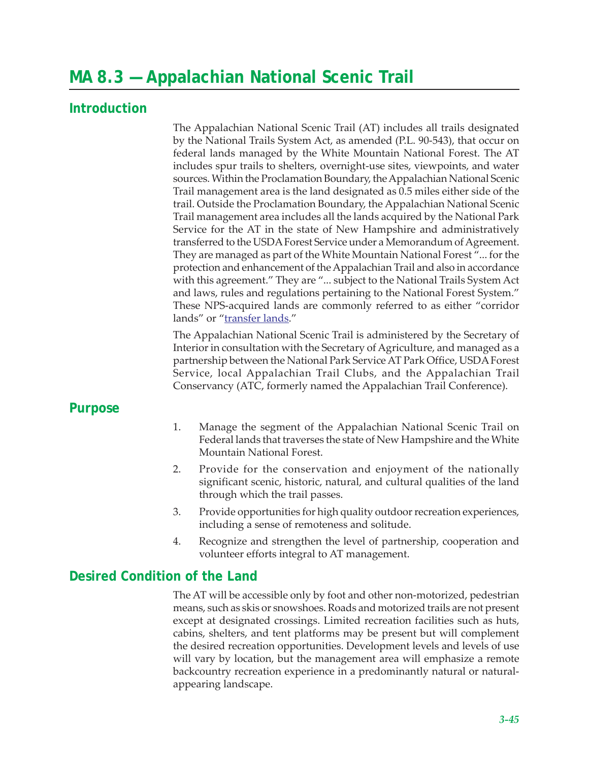# MA 8.3 — Appalachian National Scenic Trail

## Introduction

The Appalachian National Scenic Trail (AT) includes all trails designated by the National Trails System Act, as amended (P.L. 90-543), that occur on federal lands managed by the White Mountain National Forest. The AT includes spur trails to shelters, overnight-use sites, viewpoints, and water sources. Within the Proclamation Boundary, the Appalachian National Scenic Trail management area is the land designated as 0.5 miles either side of the trail. Outside the Proclamation Boundary, the Appalachian National Scenic Trail management area includes all the lands acquired by the National Park Service for the AT in the state of New Hampshire and administratively transferred to the USDA Forest Service under a Memorandum of Agreement. They are managed as part of the White Mountain National Forest "... for the protection and enhancement of the Appalachian Trail and also in accordance with this agreement." They are "... subject to the National Trails System Act and laws, rules and regulations pertaining to the National Forest System." These NPS-acquired lands are commonly referred to as either "corridor lands" or "transfer lands."

The Appalachian National Scenic Trail is administered by the Secretary of Interior in consultation with the Secretary of Agriculture, and managed as a partnership between the National Park Service AT Park Office, USDA Forest Service, local Appalachian Trail Clubs, and the Appalachian Trail Conservancy (ATC, formerly named the Appalachian Trail Conference).

## Purpose

1. Manage the segment of the Appalachian National Scenic Trail on Federal lands that traverses the state of New Hampshire and the White Mountain National Forest.
2. Provide for the conservation and enjoyment of the nationally significant scenic, historic, natural, and cultural qualities of the land through which the trail passes.
3. Provide opportunities for high quality outdoor recreation experiences, including a sense of remoteness and solitude.
4. Recognize and strengthen the level of partnership, cooperation and volunteer efforts integral to AT management.

## Desired Condition of the Land

The AT will be accessible only by foot and other non-motorized, pedestrian means, such as skis or snowshoes. Roads and motorized trails are not present except at designated crossings. Limited recreation facilities such as huts, cabins, shelters, and tent platforms may be present but will complement the desired recreation opportunities. Development levels and levels of use will vary by location, but the management area will emphasize a remote backcountry recreation experience in a predominantly natural or natural-appearing landscape.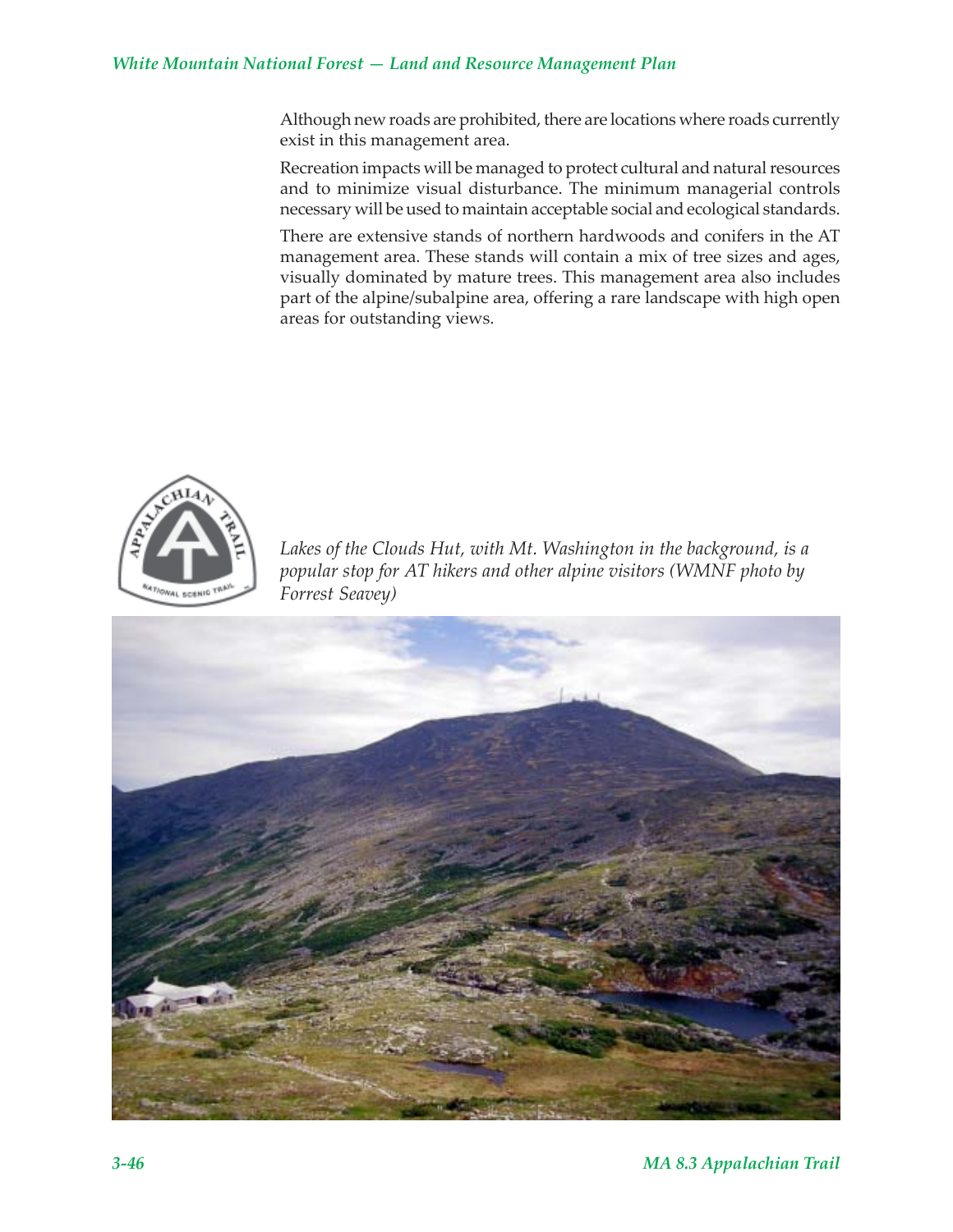Although new roads are prohibited, there are locations where roads currently exist in this management area.

Recreation impacts will be managed to protect cultural and natural resources and to minimize visual disturbance. The minimum managerial controls necessary will be used to maintain acceptable social and ecological standards.

There are extensive stands of northern hardwoods and conifers in the AT management area. These stands will contain a mix of tree sizes and ages, visually dominated by mature trees. This management area also includes part of the alpine/subalpine area, offering a rare landscape with high open areas for outstanding views.

*Lakes of the Clouds Hut, with Mt. Washington in the background, is a popular stop for AT hikers and other alpine visitors (WMNF photo by Forrest Seavey)*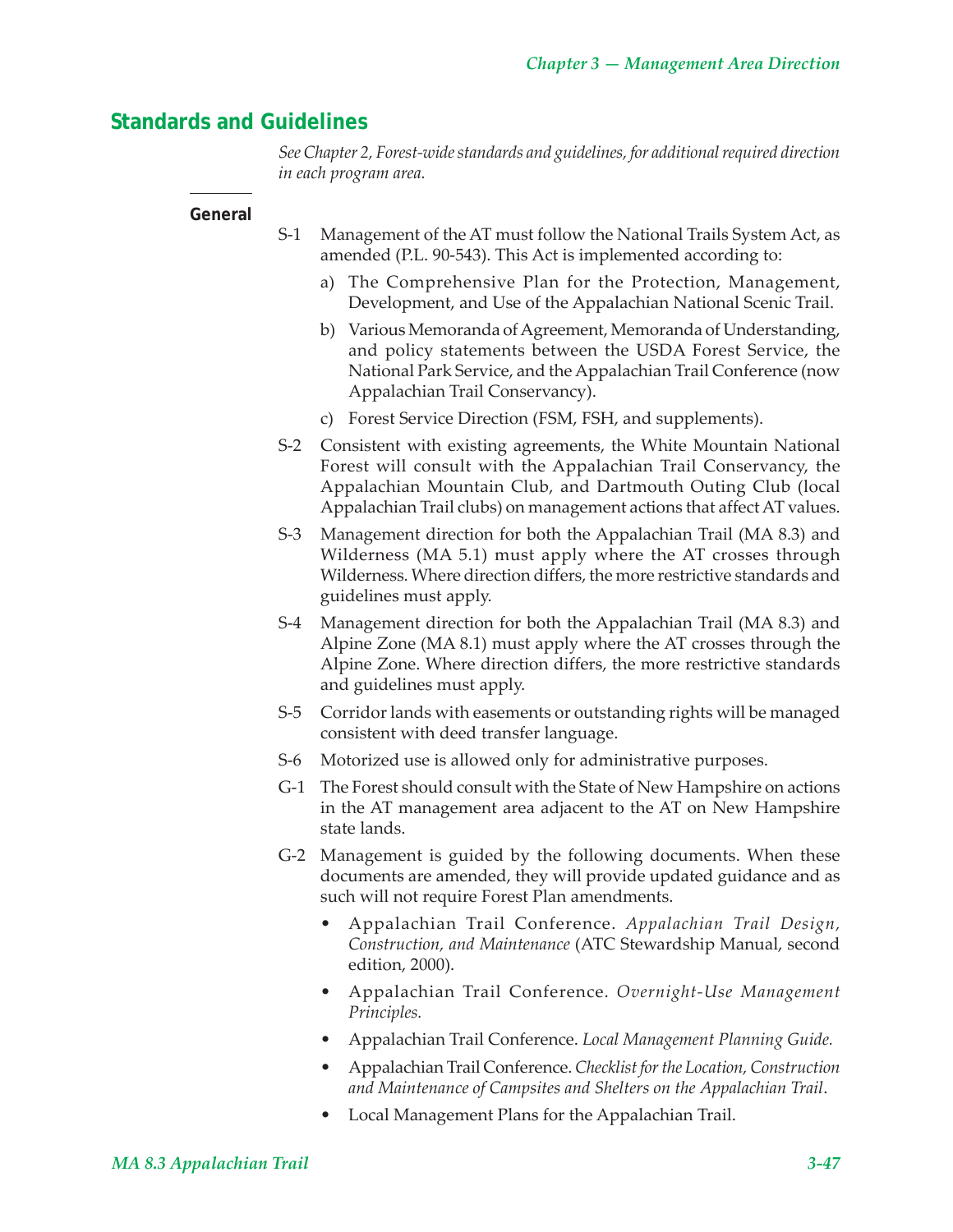## Standards and Guidelines

*See Chapter 2, Forest-wide standards and guidelines, for additional required direction in each program area.*

### General

S-1 Management of the AT must follow the National Trails System Act, as amended (P.L. 90-543). This Act is implemented according to:

a) The Comprehensive Plan for the Protection, Management, Development, and Use of the Appalachian National Scenic Trail.

b) Various Memoranda of Agreement, Memoranda of Understanding, and policy statements between the USDA Forest Service, the National Park Service, and the Appalachian Trail Conference (now Appalachian Trail Conservancy).

c) Forest Service Direction (FSM, FSH, and supplements).

S-2 Consistent with existing agreements, the White Mountain National Forest will consult with the Appalachian Trail Conservancy, the Appalachian Mountain Club, and Dartmouth Outing Club (local Appalachian Trail clubs) on management actions that affect AT values.

S-3 Management direction for both the Appalachian Trail (MA 8.3) and Wilderness (MA 5.1) must apply where the AT crosses through Wilderness. Where direction differs, the more restrictive standards and guidelines must apply.

S-4 Management direction for both the Appalachian Trail (MA 8.3) and Alpine Zone (MA 8.1) must apply where the AT crosses through the Alpine Zone. Where direction differs, the more restrictive standards and guidelines must apply.

S-5 Corridor lands with easements or outstanding rights will be managed consistent with deed transfer language.

S-6 Motorized use is allowed only for administrative purposes.

G-1 The Forest should consult with the State of New Hampshire on actions in the AT management area adjacent to the AT on New Hampshire state lands.

G-2 Management is guided by the following documents. When these documents are amended, they will provide updated guidance and as such will not require Forest Plan amendments.

- Appalachian Trail Conference. *Appalachian Trail Design, Construction, and Maintenance* (ATC Stewardship Manual, second edition, 2000).
- Appalachian Trail Conference. *Overnight-Use Management Principles.*
- Appalachian Trail Conference. *Local Management Planning Guide.*
- Appalachian Trail Conference. *Checklist for the Location, Construction and Maintenance of Campsites and Shelters on the Appalachian Trail*.
- Local Management Plans for the Appalachian Trail.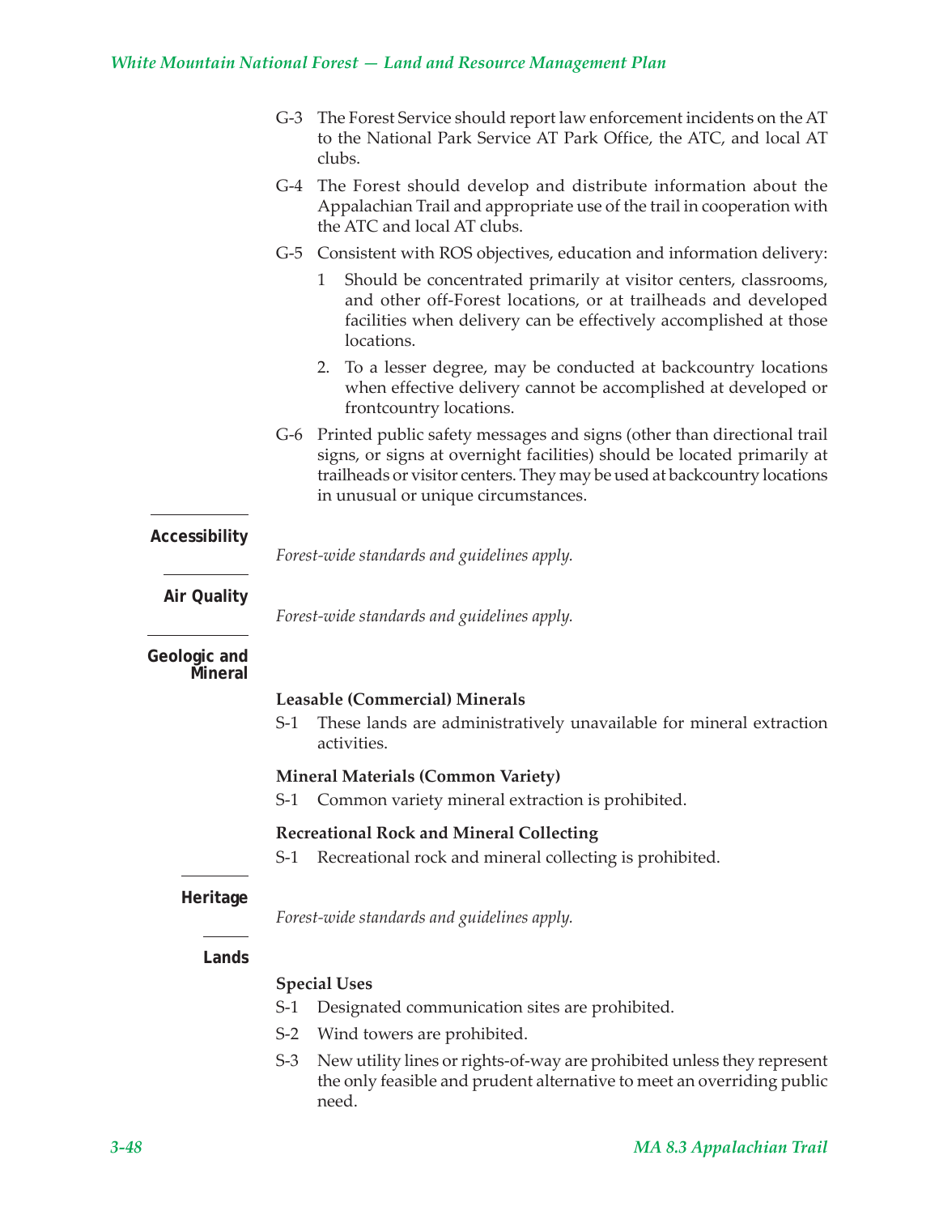G-3 The Forest Service should report law enforcement incidents on the AT to the National Park Service AT Park Office, the ATC, and local AT clubs.

G-4 The Forest should develop and distribute information about the Appalachian Trail and appropriate use of the trail in cooperation with the ATC and local AT clubs.

G-5 Consistent with ROS objectives, education and information delivery:

1 Should be concentrated primarily at visitor centers, classrooms, and other off-Forest locations, or at trailheads and developed facilities when delivery can be effectively accomplished at those locations.

2. To a lesser degree, may be conducted at backcountry locations when effective delivery cannot be accomplished at developed or frontcountry locations.

G-6 Printed public safety messages and signs (other than directional trail signs, or signs at overnight facilities) should be located primarily at trailheads or visitor centers. They may be used at backcountry locations in unusual or unique circumstances.

## Accessibility

*Forest-wide standards and guidelines apply.*

## Air Quality

*Forest-wide standards and guidelines apply.*

## Geologic and Mineral

### Leasable (Commercial) Minerals

S-1 These lands are administratively unavailable for mineral extraction activities.

### Mineral Materials (Common Variety)

S-1 Common variety mineral extraction is prohibited.

### Recreational Rock and Mineral Collecting

S-1 Recreational rock and mineral collecting is prohibited.

## Heritage

*Forest-wide standards and guidelines apply.*

## Lands

### Special Uses

S-1 Designated communication sites are prohibited.

S-2 Wind towers are prohibited.

S-3 New utility lines or rights-of-way are prohibited unless they represent the only feasible and prudent alternative to meet an overriding public need.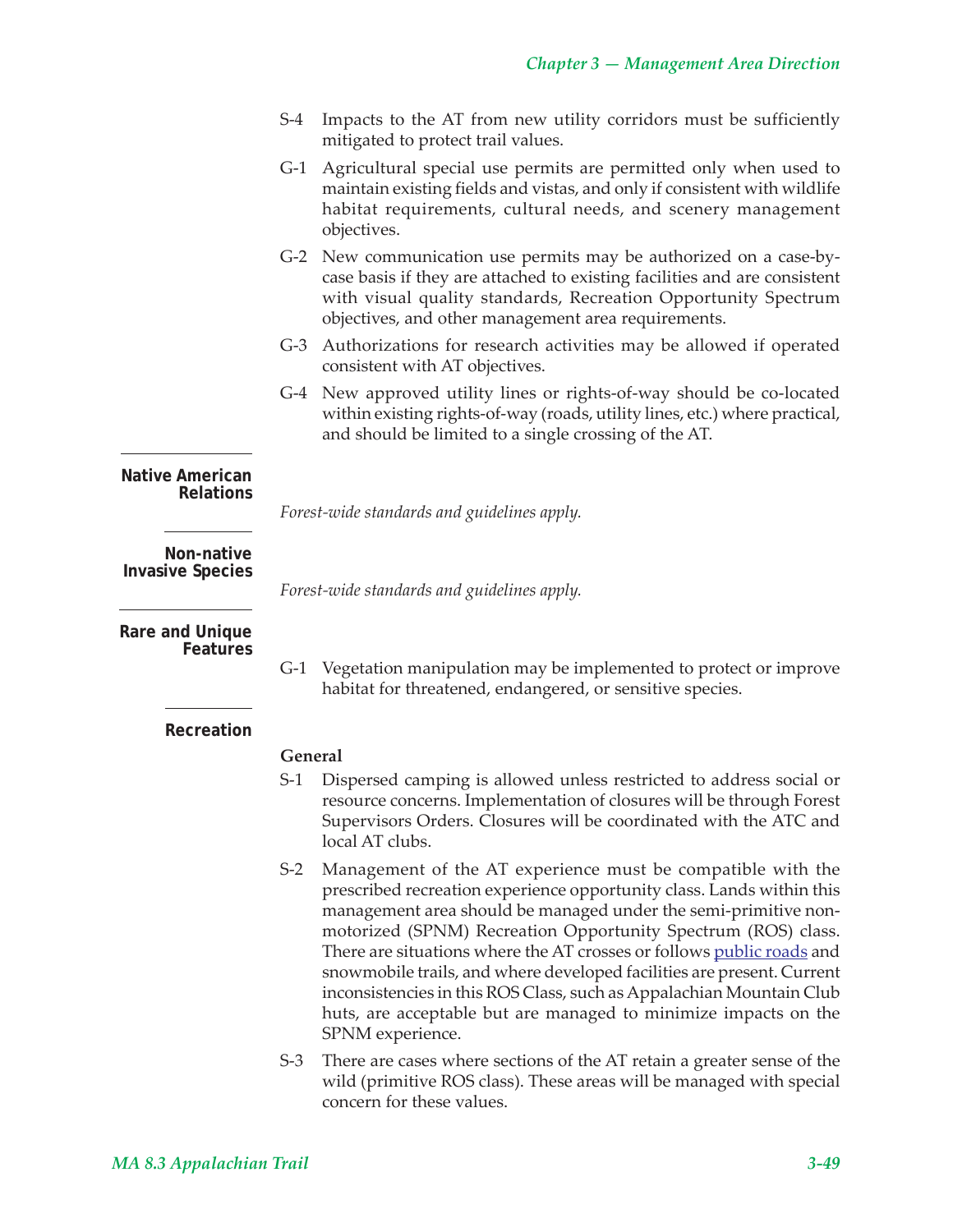S-4 Impacts to the AT from new utility corridors must be sufficiently mitigated to protect trail values.

G-1 Agricultural special use permits are permitted only when used to maintain existing fields and vistas, and only if consistent with wildlife habitat requirements, cultural needs, and scenery management objectives.

G-2 New communication use permits may be authorized on a case-by-case basis if they are attached to existing facilities and are consistent with visual quality standards, Recreation Opportunity Spectrum objectives, and other management area requirements.

G-3 Authorizations for research activities may be allowed if operated consistent with AT objectives.

G-4 New approved utility lines or rights-of-way should be co-located within existing rights-of-way (roads, utility lines, etc.) where practical, and should be limited to a single crossing of the AT.

## Native American Relations

*Forest-wide standards and guidelines apply.*

## Non-native Invasive Species

*Forest-wide standards and guidelines apply.*

## Rare and Unique Features

G-1 Vegetation manipulation may be implemented to protect or improve habitat for threatened, endangered, or sensitive species.

## Recreation

**General**

S-1 Dispersed camping is allowed unless restricted to address social or resource concerns. Implementation of closures will be through Forest Supervisors Orders. Closures will be coordinated with the ATC and local AT clubs.

S-2 Management of the AT experience must be compatible with the prescribed recreation experience opportunity class. Lands within this management area should be managed under the semi-primitive non-motorized (SPNM) Recreation Opportunity Spectrum (ROS) class. There are situations where the AT crosses or follows public roads and snowmobile trails, and where developed facilities are present. Current inconsistencies in this ROS Class, such as Appalachian Mountain Club huts, are acceptable but are managed to minimize impacts on the SPNM experience.

S-3 There are cases where sections of the AT retain a greater sense of the wild (primitive ROS class). These areas will be managed with special concern for these values.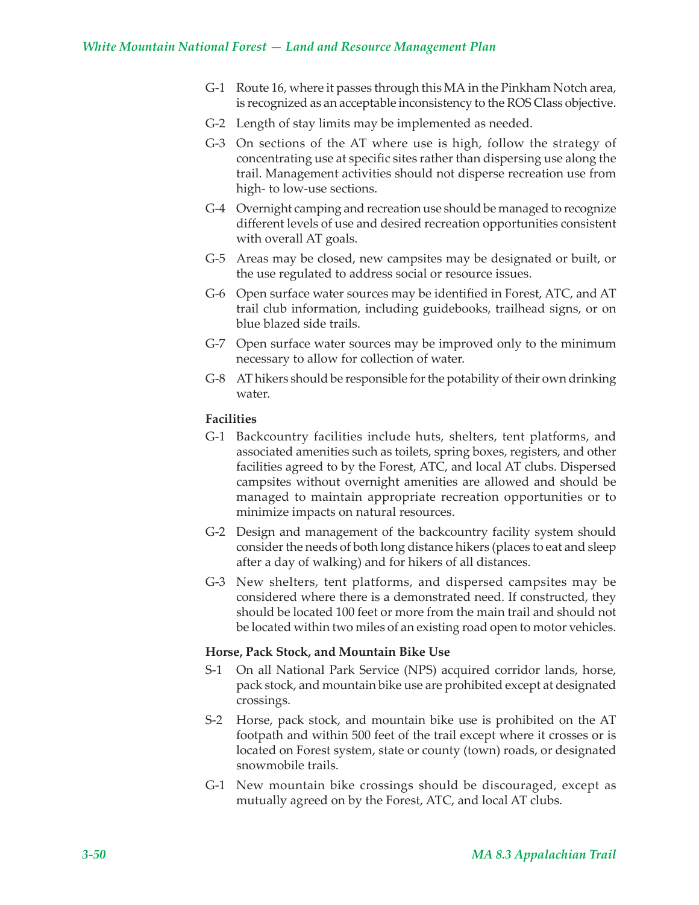G-1 Route 16, where it passes through this MA in the Pinkham Notch area, is recognized as an acceptable inconsistency to the ROS Class objective.

G-2 Length of stay limits may be implemented as needed.

G-3 On sections of the AT where use is high, follow the strategy of concentrating use at specific sites rather than dispersing use along the trail. Management activities should not disperse recreation use from high- to low-use sections.

G-4 Overnight camping and recreation use should be managed to recognize different levels of use and desired recreation opportunities consistent with overall AT goals.

G-5 Areas may be closed, new campsites may be designated or built, or the use regulated to address social or resource issues.

G-6 Open surface water sources may be identified in Forest, ATC, and AT trail club information, including guidebooks, trailhead signs, or on blue blazed side trails.

G-7 Open surface water sources may be improved only to the minimum necessary to allow for collection of water.

G-8 AT hikers should be responsible for the potability of their own drinking water.

**Facilities**

G-1 Backcountry facilities include huts, shelters, tent platforms, and associated amenities such as toilets, spring boxes, registers, and other facilities agreed to by the Forest, ATC, and local AT clubs. Dispersed campsites without overnight amenities are allowed and should be managed to maintain appropriate recreation opportunities or to minimize impacts on natural resources.

G-2 Design and management of the backcountry facility system should consider the needs of both long distance hikers (places to eat and sleep after a day of walking) and for hikers of all distances.

G-3 New shelters, tent platforms, and dispersed campsites may be considered where there is a demonstrated need. If constructed, they should be located 100 feet or more from the main trail and should not be located within two miles of an existing road open to motor vehicles.

**Horse, Pack Stock, and Mountain Bike Use**

S-1 On all National Park Service (NPS) acquired corridor lands, horse, pack stock, and mountain bike use are prohibited except at designated crossings.

S-2 Horse, pack stock, and mountain bike use is prohibited on the AT footpath and within 500 feet of the trail except where it crosses or is located on Forest system, state or county (town) roads, or designated snowmobile trails.

G-1 New mountain bike crossings should be discouraged, except as mutually agreed on by the Forest, ATC, and local AT clubs.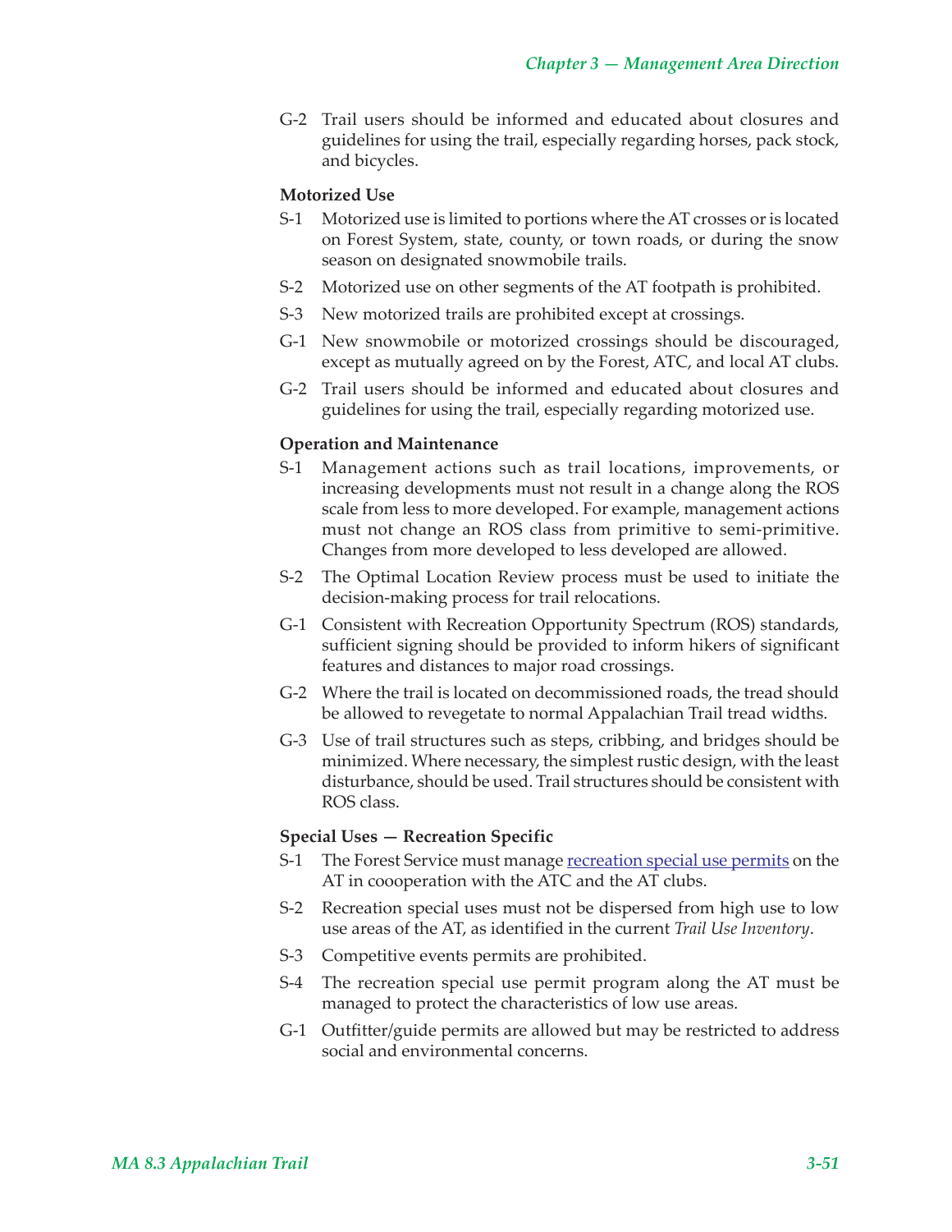G-2 Trail users should be informed and educated about closures and guidelines for using the trail, especially regarding horses, pack stock, and bicycles.

**Motorized Use**

S-1 Motorized use is limited to portions where the AT crosses or is located on Forest System, state, county, or town roads, or during the snow season on designated snowmobile trails.

S-2 Motorized use on other segments of the AT footpath is prohibited.

S-3 New motorized trails are prohibited except at crossings.

G-1 New snowmobile or motorized crossings should be discouraged, except as mutually agreed on by the Forest, ATC, and local AT clubs.

G-2 Trail users should be informed and educated about closures and guidelines for using the trail, especially regarding motorized use.

**Operation and Maintenance**

S-1 Management actions such as trail locations, improvements, or increasing developments must not result in a change along the ROS scale from less to more developed. For example, management actions must not change an ROS class from primitive to semi-primitive. Changes from more developed to less developed are allowed.

S-2 The Optimal Location Review process must be used to initiate the decision-making process for trail relocations.

G-1 Consistent with Recreation Opportunity Spectrum (ROS) standards, sufficient signing should be provided to inform hikers of significant features and distances to major road crossings.

G-2 Where the trail is located on decommissioned roads, the tread should be allowed to revegetate to normal Appalachian Trail tread widths.

G-3 Use of trail structures such as steps, cribbing, and bridges should be minimized. Where necessary, the simplest rustic design, with the least disturbance, should be used. Trail structures should be consistent with ROS class.

**Special Uses — Recreation Specific**

S-1 The Forest Service must manage recreation special use permits on the AT in coooperation with the ATC and the AT clubs.

S-2 Recreation special uses must not be dispersed from high use to low use areas of the AT, as identified in the current *Trail Use Inventory*.

S-3 Competitive events permits are prohibited.

S-4 The recreation special use permit program along the AT must be managed to protect the characteristics of low use areas.

G-1 Outfitter/guide permits are allowed but may be restricted to address social and environmental concerns.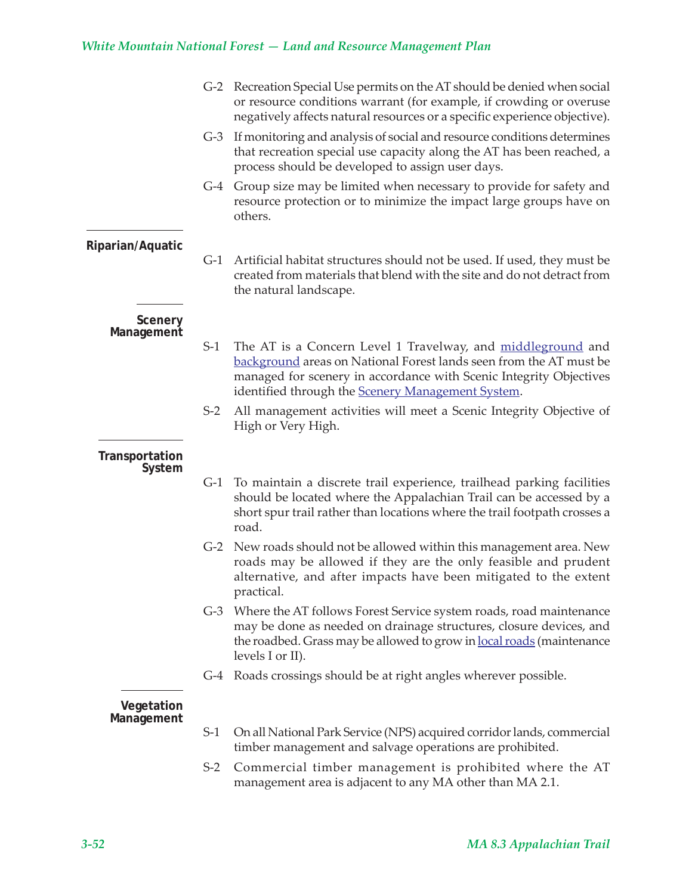G-2 Recreation Special Use permits on the AT should be denied when social or resource conditions warrant (for example, if crowding or overuse negatively affects natural resources or a specific experience objective).

G-3 If monitoring and analysis of social and resource conditions determines that recreation special use capacity along the AT has been reached, a process should be developed to assign user days.

G-4 Group size may be limited when necessary to provide for safety and resource protection or to minimize the impact large groups have on others.

### Riparian/Aquatic

G-1 Artificial habitat structures should not be used. If used, they must be created from materials that blend with the site and do not detract from the natural landscape.

### Scenery Management

S-1 The AT is a Concern Level 1 Travelway, and middleground and background areas on National Forest lands seen from the AT must be managed for scenery in accordance with Scenic Integrity Objectives identified through the Scenery Management System.

S-2 All management activities will meet a Scenic Integrity Objective of High or Very High.

### Transportation System

G-1 To maintain a discrete trail experience, trailhead parking facilities should be located where the Appalachian Trail can be accessed by a short spur trail rather than locations where the trail footpath crosses a road.

G-2 New roads should not be allowed within this management area. New roads may be allowed if they are the only feasible and prudent alternative, and after impacts have been mitigated to the extent practical.

G-3 Where the AT follows Forest Service system roads, road maintenance may be done as needed on drainage structures, closure devices, and the roadbed. Grass may be allowed to grow in local roads (maintenance levels I or II).

G-4 Roads crossings should be at right angles wherever possible.

### Vegetation Management

S-1 On all National Park Service (NPS) acquired corridor lands, commercial timber management and salvage operations are prohibited.

S-2 Commercial timber management is prohibited where the AT management area is adjacent to any MA other than MA 2.1.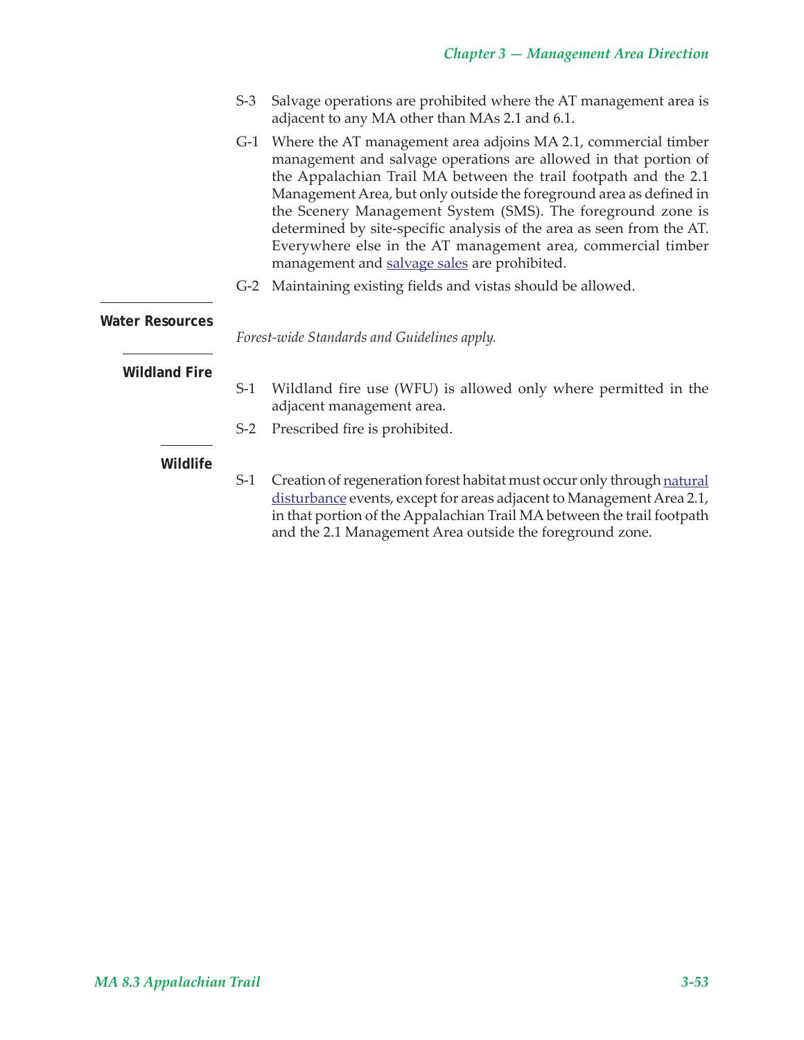S-3 Salvage operations are prohibited where the AT management area is adjacent to any MA other than MAs 2.1 and 6.1.

G-1 Where the AT management area adjoins MA 2.1, commercial timber management and salvage operations are allowed in that portion of the Appalachian Trail MA between the trail footpath and the 2.1 Management Area, but only outside the foreground area as defined in the Scenery Management System (SMS). The foreground zone is determined by site-specific analysis of the area as seen from the AT. Everywhere else in the AT management area, commercial timber management and salvage sales are prohibited.

G-2 Maintaining existing fields and vistas should be allowed.

### Water Resources

*Forest-wide Standards and Guidelines apply.*

### Wildland Fire

S-1 Wildland fire use (WFU) is allowed only where permitted in the adjacent management area.

S-2 Prescribed fire is prohibited.

### Wildlife

S-1 Creation of regeneration forest habitat must occur only through natural disturbance events, except for areas adjacent to Management Area 2.1, in that portion of the Appalachian Trail MA between the trail footpath and the 2.1 Management Area outside the foreground zone.